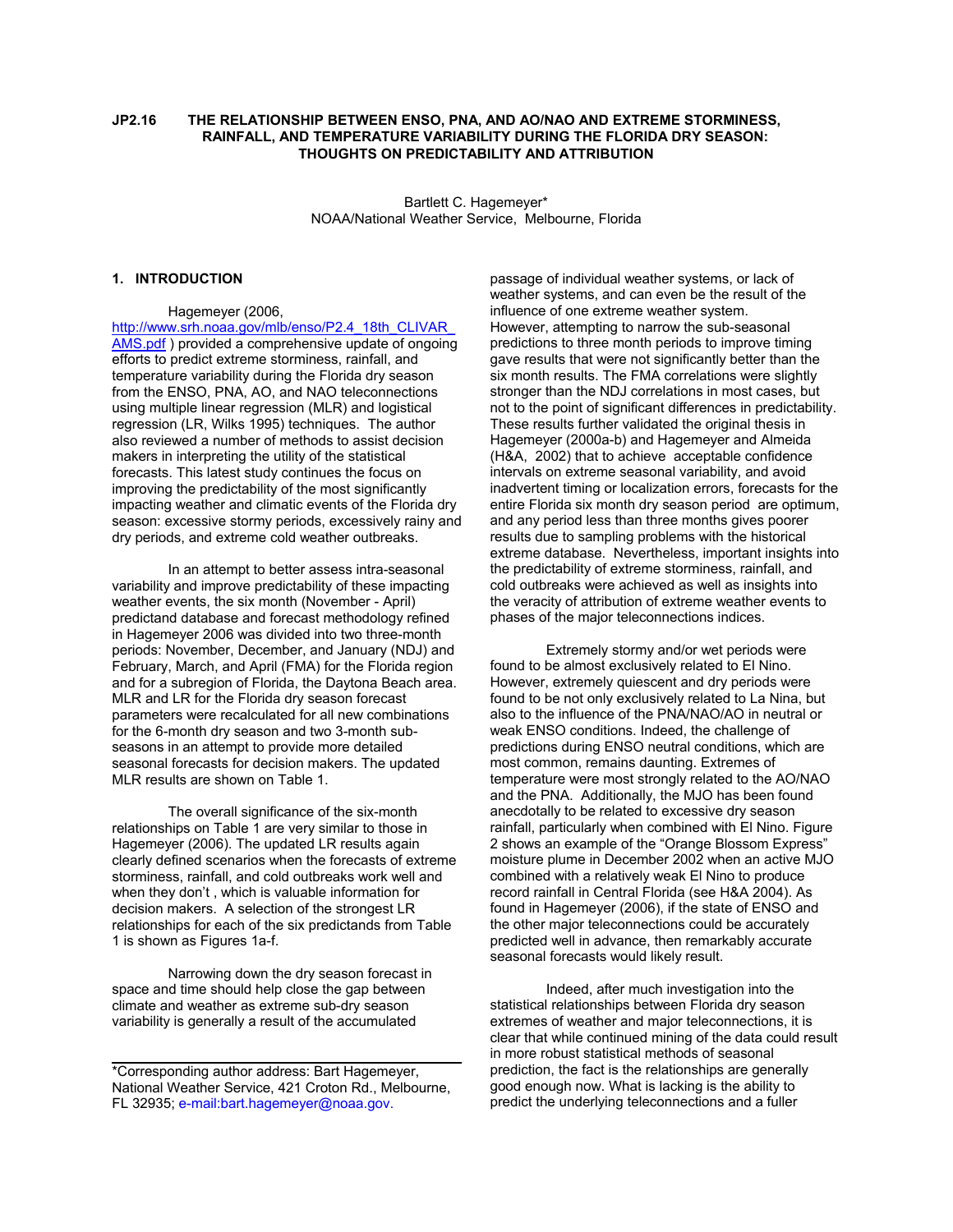# JP2.16 THE RELATIONSHIP BETWEEN ENSO, PNA, AND AO/NAO AND EXTREME STORMINESS, RAINFALL, AND TEMPERATURE VARIABILITY DURING THE FLORIDA DRY SEASON: THOUGHTS ON PREDICTABILITY AND ATTRIBUTION

Bartlett C. Hagemeyer*
NOAA/National Weather Service, Melbourne, Florida

## 1. INTRODUCTION

Hagemeyer (2006, http://www.srh.noaa.gov/mlb/enso/P2.4_18th_CLIVAR_AMS.pdf ) provided a comprehensive update of ongoing efforts to predict extreme storminess, rainfall, and temperature variability during the Florida dry season from the ENSO, PNA, AO, and NAO teleconnections using multiple linear regression (MLR) and logistical regression (LR, Wilks 1995) techniques. The author also reviewed a number of methods to assist decision makers in interpreting the utility of the statistical forecasts. This latest study continues the focus on improving the predictability of the most significantly impacting weather and climatic events of the Florida dry season: excessive stormy periods, excessively rainy and dry periods, and extreme cold weather outbreaks.

In an attempt to better assess intra-seasonal variability and improve predictability of these impacting weather events, the six month (November - April) predictand database and forecast methodology refined in Hagemeyer 2006 was divided into two three-month periods: November, December, and January (NDJ) and February, March, and April (FMA) for the Florida region and for a subregion of Florida, the Daytona Beach area. MLR and LR for the Florida dry season forecast parameters were recalculated for all new combinations for the 6-month dry season and two 3-month sub-seasons in an attempt to provide more detailed seasonal forecasts for decision makers. The updated MLR results are shown on Table 1.

The overall significance of the six-month relationships on Table 1 are very similar to those in Hagemeyer (2006). The updated LR results again clearly defined scenarios when the forecasts of extreme storminess, rainfall, and cold outbreaks work well and when they don't , which is valuable information for decision makers. A selection of the strongest LR relationships for each of the six predictands from Table 1 is shown as Figures 1a-f.

Narrowing down the dry season forecast in space and time should help close the gap between climate and weather as extreme sub-dry season variability is generally a result of the accumulated passage of individual weather systems, or lack of weather systems, and can even be the result of the influence of one extreme weather system. However, attempting to narrow the sub-seasonal predictions to three month periods to improve timing gave results that were not significantly better than the six month results. The FMA correlations were slightly stronger than the NDJ correlations in most cases, but not to the point of significant differences in predictability. These results further validated the original thesis in Hagemeyer (2000a-b) and Hagemeyer and Almeida (H&A, 2002) that to achieve acceptable confidence intervals on extreme seasonal variability, and avoid inadvertent timing or localization errors, forecasts for the entire Florida six month dry season period are optimum, and any period less than three months gives poorer results due to sampling problems with the historical extreme database. Nevertheless, important insights into the predictability of extreme storminess, rainfall, and cold outbreaks were achieved as well as insights into the veracity of attribution of extreme weather events to phases of the major teleconnections indices.

Extremely stormy and/or wet periods were found to be almost exclusively related to El Nino. However, extremely quiescent and dry periods were found to be not only exclusively related to La Nina, but also to the influence of the PNA/NAO/AO in neutral or weak ENSO conditions. Indeed, the challenge of predictions during ENSO neutral conditions, which are most common, remains daunting. Extremes of temperature were most strongly related to the AO/NAO and the PNA. Additionally, the MJO has been found anecdotally to be related to excessive dry season rainfall, particularly when combined with El Nino. Figure 2 shows an example of the "Orange Blossom Express" moisture plume in December 2002 when an active MJO combined with a relatively weak El Nino to produce record rainfall in Central Florida (see H&A 2004). As found in Hagemeyer (2006), if the state of ENSO and the other major teleconnections could be accurately predicted well in advance, then remarkably accurate seasonal forecasts would likely result.

Indeed, after much investigation into the statistical relationships between Florida dry season extremes of weather and major teleconnections, it is clear that while continued mining of the data could result in more robust statistical methods of seasonal prediction, the fact is the relationships are generally good enough now. What is lacking is the ability to predict the underlying teleconnections and a fuller

---

*Corresponding author address: Bart Hagemeyer, National Weather Service, 421 Croton Rd., Melbourne, FL 32935; e-mail:bart.hagemeyer@noaa.gov.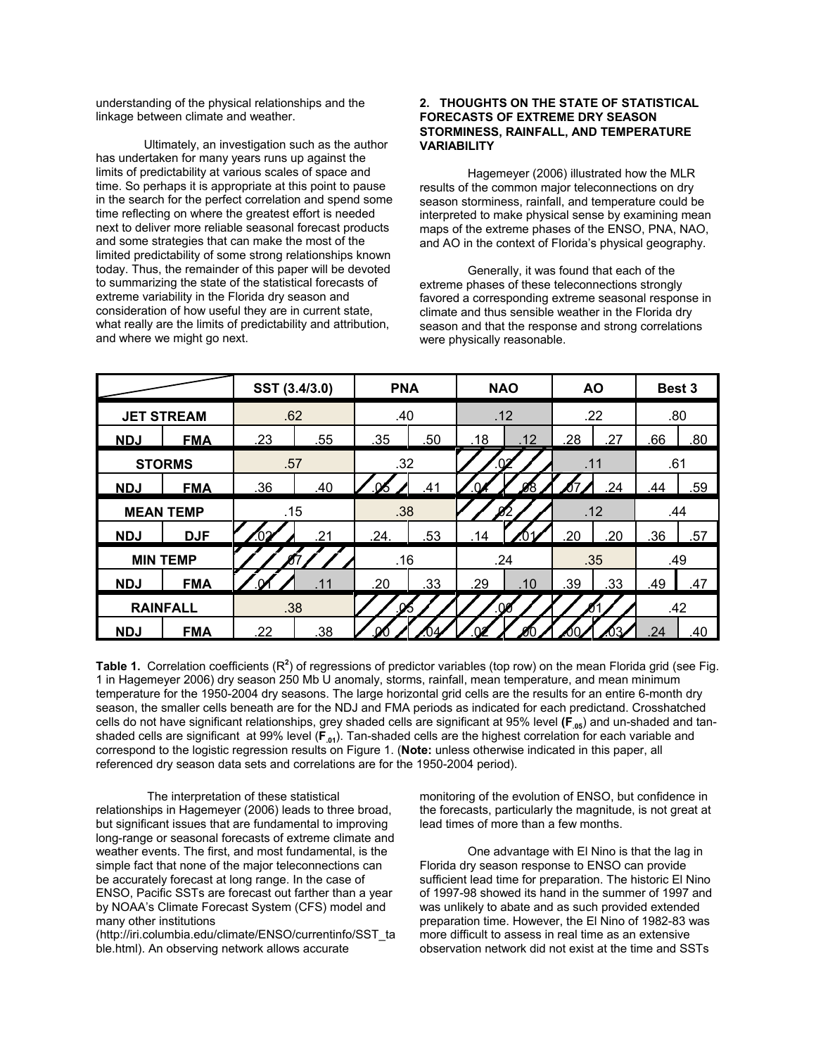understanding of the physical relationships and the linkage between climate and weather.

Ultimately, an investigation such as the author has undertaken for many years runs up against the limits of predictability at various scales of space and time. So perhaps it is appropriate at this point to pause in the search for the perfect correlation and spend some time reflecting on where the greatest effort is needed next to deliver more reliable seasonal forecast products and some strategies that can make the most of the limited predictability of some strong relationships known today. Thus, the remainder of this paper will be devoted to summarizing the state of the statistical forecasts of extreme variability in the Florida dry season and consideration of how useful they are in current state, what really are the limits of predictability and attribution, and where we might go next.

## 2. THOUGHTS ON THE STATE OF STATISTICAL FORECASTS OF EXTREME DRY SEASON STORMINESS, RAINFALL, AND TEMPERATURE VARIABILITY

Hagemeyer (2006) illustrated how the MLR results of the common major teleconnections on dry season storminess, rainfall, and temperature could be interpreted to make physical sense by examining mean maps of the extreme phases of the ENSO, PNA, NAO, and AO in the context of Florida's physical geography.

Generally, it was found that each of the extreme phases of these teleconnections strongly favored a corresponding extreme seasonal response in climate and thus sensible weather in the Florida dry season and that the response and strong correlations were physically reasonable.

| | | SST (3.4/3.0) | | PNA | | NAO | | AO | | Best 3 | |
|---|---|---|---|---|---|---|---|---|---|---|---|
| **JET STREAM** | | .62 | | .40 | | .12 | | .22 | | .80 | |
| **NDJ** | **FMA** | .23 | .55 | .35 | .50 | .18 | .12 | .28 | .27 | .66 | .80 |
| **STORMS** | | .57 | | .32 | | .02 | | .11 | | .61 | |
| **NDJ** | **FMA** | .36 | .40 | .05 | .41 | .04 | .08 | .07 | .24 | .44 | .59 |
| **MEAN TEMP** | | .15 | | .38 | | .02 | | .12 | | .44 | |
| **NDJ** | **DJF** | .02 | .21 | .24. | .53 | .14 | .01 | .20 | .20 | .36 | .57 |
| **MIN TEMP** | | .07 | | .16 | | .24 | | .35 | | .49 | |
| **NDJ** | **FMA** | .01 | .11 | .20 | .33 | .29 | .10 | .39 | .33 | .49 | .47 |
| **RAINFALL** | | .38 | | .05 | | .00 | | .01 | | .42 | |
| **NDJ** | **FMA** | .22 | .38 | .00 | .04 | .02 | .00 | .00 | .03 | .24 | .40 |

**Table 1.** Correlation coefficients ($R^2$) of regressions of predictor variables (top row) on the mean Florida grid (see Fig. 1 in Hagemeyer 2006) dry season 250 Mb U anomaly, storms, rainfall, mean temperature, and mean minimum temperature for the 1950-2004 dry seasons. The large horizontal grid cells are the results for an entire 6-month dry season, the smaller cells beneath are for the NDJ and FMA periods as indicated for each predictand. Crosshatched cells do not have significant relationships, grey shaded cells are significant at 95% level (**$F_{.05}$**) and un-shaded and tan-shaded cells are significant at 99% level (**$F_{.01}$**). Tan-shaded cells are the highest correlation for each variable and correspond to the logistic regression results on Figure 1. (**Note:** unless otherwise indicated in this paper, all referenced dry season data sets and correlations are for the 1950-2004 period).

The interpretation of these statistical relationships in Hagemeyer (2006) leads to three broad, but significant issues that are fundamental to improving long-range or seasonal forecasts of extreme climate and weather events. The first, and most fundamental, is the simple fact that none of the major teleconnections can be accurately forecast at long range. In the case of ENSO, Pacific SSTs are forecast out farther than a year by NOAA's Climate Forecast System (CFS) model and many other institutions (http://iri.columbia.edu/climate/ENSO/currentinfo/SST_table.html). An observing network allows accurate monitoring of the evolution of ENSO, but confidence in the forecasts, particularly the magnitude, is not great at lead times of more than a few months.

One advantage with El Nino is that the lag in Florida dry season response to ENSO can provide sufficient lead time for preparation. The historic El Nino of 1997-98 showed its hand in the summer of 1997 and was unlikely to abate and as such provided extended preparation time. However, the El Nino of 1982-83 was more difficult to assess in real time as an extensive observation network did not exist at the time and SSTs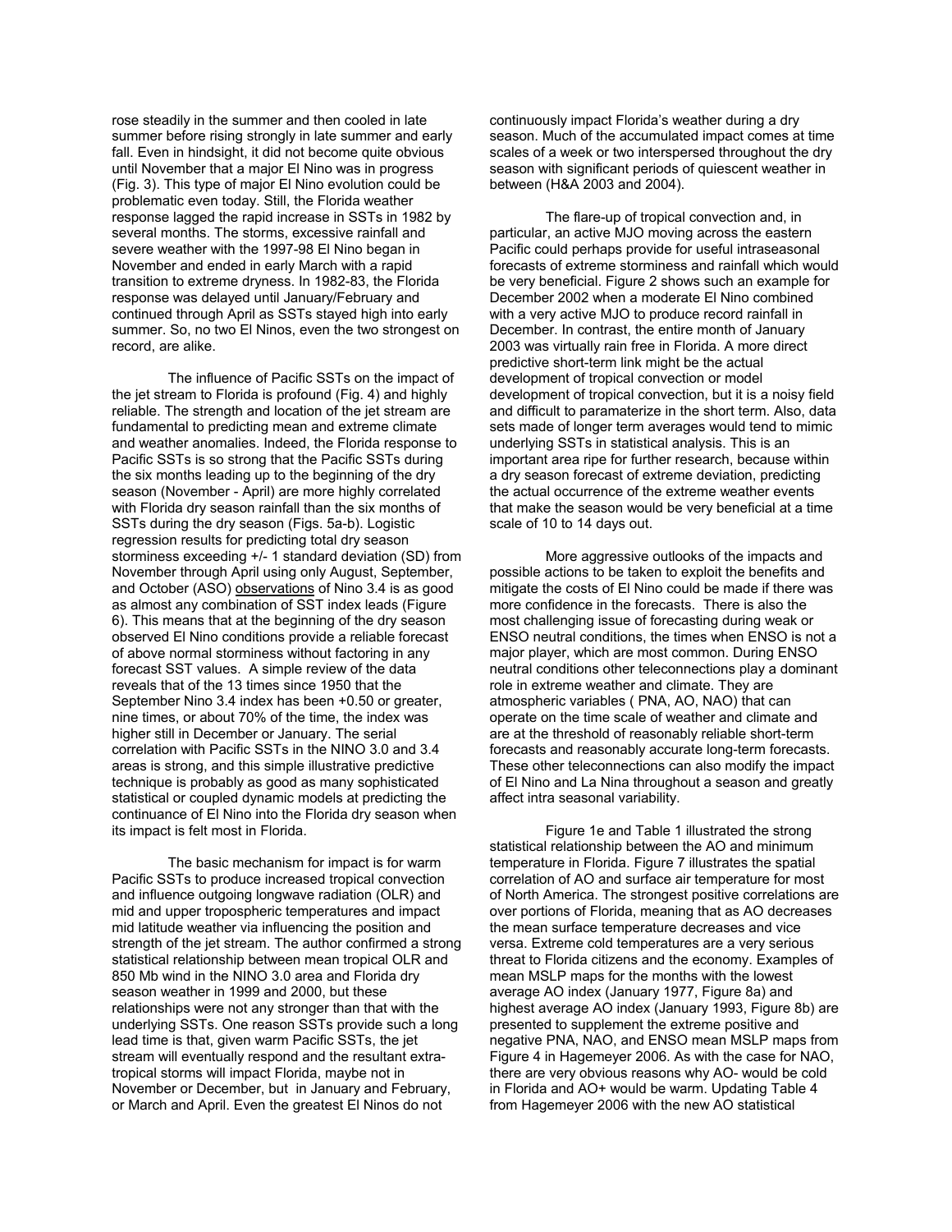rose steadily in the summer and then cooled in late summer before rising strongly in late summer and early fall. Even in hindsight, it did not become quite obvious until November that a major El Nino was in progress (Fig. 3). This type of major El Nino evolution could be problematic even today. Still, the Florida weather response lagged the rapid increase in SSTs in 1982 by several months. The storms, excessive rainfall and severe weather with the 1997-98 El Nino began in November and ended in early March with a rapid transition to extreme dryness. In 1982-83, the Florida response was delayed until January/February and continued through April as SSTs stayed high into early summer. So, no two El Ninos, even the two strongest on record, are alike.

The influence of Pacific SSTs on the impact of the jet stream to Florida is profound (Fig. 4) and highly reliable. The strength and location of the jet stream are fundamental to predicting mean and extreme climate and weather anomalies. Indeed, the Florida response to Pacific SSTs is so strong that the Pacific SSTs during the six months leading up to the beginning of the dry season (November - April) are more highly correlated with Florida dry season rainfall than the six months of SSTs during the dry season (Figs. 5a-b). Logistic regression results for predicting total dry season storminess exceeding +/- 1 standard deviation (SD) from November through April using only August, September, and October (ASO) observations of Nino 3.4 is as good as almost any combination of SST index leads (Figure 6). This means that at the beginning of the dry season observed El Nino conditions provide a reliable forecast of above normal storminess without factoring in any forecast SST values. A simple review of the data reveals that of the 13 times since 1950 that the September Nino 3.4 index has been +0.50 or greater, nine times, or about 70% of the time, the index was higher still in December or January. The serial correlation with Pacific SSTs in the NINO 3.0 and 3.4 areas is strong, and this simple illustrative predictive technique is probably as good as many sophisticated statistical or coupled dynamic models at predicting the continuance of El Nino into the Florida dry season when its impact is felt most in Florida.

The basic mechanism for impact is for warm Pacific SSTs to produce increased tropical convection and influence outgoing longwave radiation (OLR) and mid and upper tropospheric temperatures and impact mid latitude weather via influencing the position and strength of the jet stream. The author confirmed a strong statistical relationship between mean tropical OLR and 850 Mb wind in the NINO 3.0 area and Florida dry season weather in 1999 and 2000, but these relationships were not any stronger than that with the underlying SSTs. One reason SSTs provide such a long lead time is that, given warm Pacific SSTs, the jet stream will eventually respond and the resultant extra-tropical storms will impact Florida, maybe not in November or December, but in January and February, or March and April. Even the greatest El Ninos do not continuously impact Florida's weather during a dry season. Much of the accumulated impact comes at time scales of a week or two interspersed throughout the dry season with significant periods of quiescent weather in between (H&A 2003 and 2004).

The flare-up of tropical convection and, in particular, an active MJO moving across the eastern Pacific could perhaps provide for useful intraseasonal forecasts of extreme storminess and rainfall which would be very beneficial. Figure 2 shows such an example for December 2002 when a moderate El Nino combined with a very active MJO to produce record rainfall in December. In contrast, the entire month of January 2003 was virtually rain free in Florida. A more direct predictive short-term link might be the actual development of tropical convection or model development of tropical convection, but it is a noisy field and difficult to parameterize in the short term. Also, data sets made of longer term averages would tend to mimic underlying SSTs in statistical analysis. This is an important area ripe for further research, because within a dry season forecast of extreme deviation, predicting the actual occurrence of the extreme weather events that make the season would be very beneficial at a time scale of 10 to 14 days out.

More aggressive outlooks of the impacts and possible actions to be taken to exploit the benefits and mitigate the costs of El Nino could be made if there was more confidence in the forecasts. There is also the most challenging issue of forecasting during weak or ENSO neutral conditions, the times when ENSO is not a major player, which are most common. During ENSO neutral conditions other teleconnections play a dominant role in extreme weather and climate. They are atmospheric variables ( PNA, AO, NAO) that can operate on the time scale of weather and climate and are at the threshold of reasonably reliable short-term forecasts and reasonably accurate long-term forecasts. These other teleconnections can also modify the impact of El Nino and La Nina throughout a season and greatly affect intra seasonal variability.

Figure 1e and Table 1 illustrated the strong statistical relationship between the AO and minimum temperature in Florida. Figure 7 illustrates the spatial correlation of AO and surface air temperature for most of North America. The strongest positive correlations are over portions of Florida, meaning that as AO decreases the mean surface temperature decreases and vice versa. Extreme cold temperatures are a very serious threat to Florida citizens and the economy. Examples of mean MSLP maps for the months with the lowest average AO index (January 1977, Figure 8a) and highest average AO index (January 1993, Figure 8b) are presented to supplement the extreme positive and negative PNA, NAO, and ENSO mean MSLP maps from Figure 4 in Hagemeyer 2006. As with the case for NAO, there are very obvious reasons why AO- would be cold in Florida and AO+ would be warm. Updating Table 4 from Hagemeyer 2006 with the new AO statistical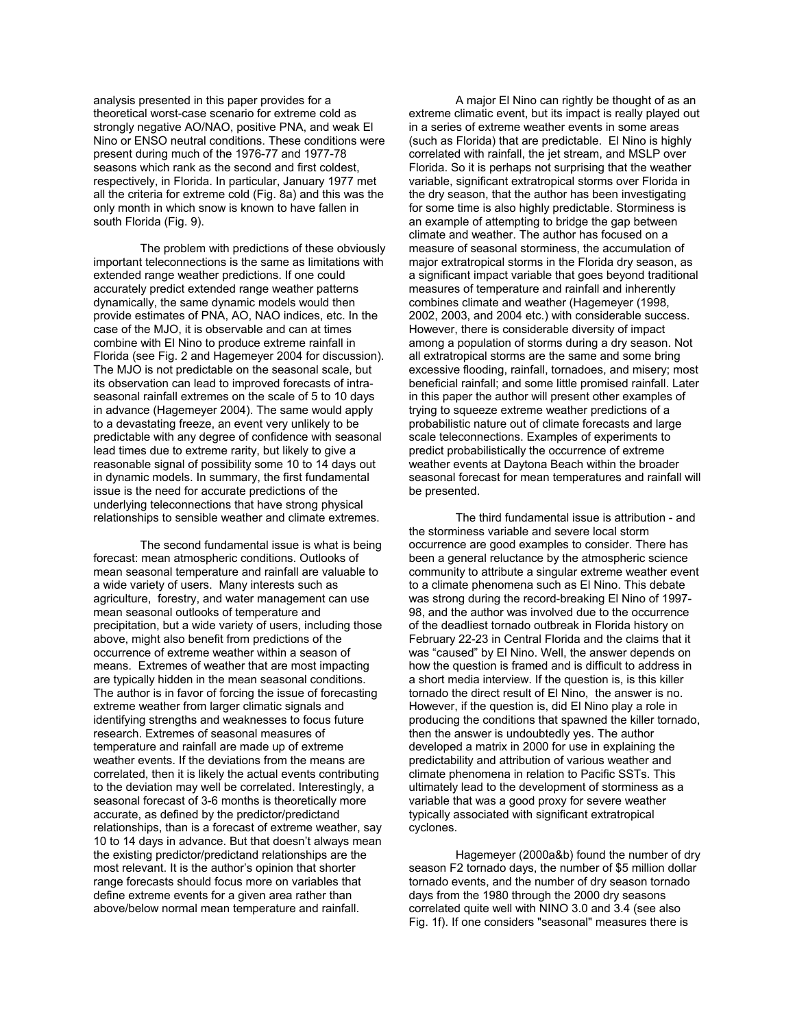analysis presented in this paper provides for a theoretical worst-case scenario for extreme cold as strongly negative AO/NAO, positive PNA, and weak El Nino or ENSO neutral conditions. These conditions were present during much of the 1976-77 and 1977-78 seasons which rank as the second and first coldest, respectively, in Florida. In particular, January 1977 met all the criteria for extreme cold (Fig. 8a) and this was the only month in which snow is known to have fallen in south Florida (Fig. 9).

The problem with predictions of these obviously important teleconnections is the same as limitations with extended range weather predictions. If one could accurately predict extended range weather patterns dynamically, the same dynamic models would then provide estimates of PNA, AO, NAO indices, etc. In the case of the MJO, it is observable and can at times combine with El Nino to produce extreme rainfall in Florida (see Fig. 2 and Hagemeyer 2004 for discussion). The MJO is not predictable on the seasonal scale, but its observation can lead to improved forecasts of intra-seasonal rainfall extremes on the scale of 5 to 10 days in advance (Hagemeyer 2004). The same would apply to a devastating freeze, an event very unlikely to be predictable with any degree of confidence with seasonal lead times due to extreme rarity, but likely to give a reasonable signal of possibility some 10 to 14 days out in dynamic models. In summary, the first fundamental issue is the need for accurate predictions of the underlying teleconnections that have strong physical relationships to sensible weather and climate extremes.

The second fundamental issue is what is being forecast: mean atmospheric conditions. Outlooks of mean seasonal temperature and rainfall are valuable to a wide variety of users. Many interests such as agriculture, forestry, and water management can use mean seasonal outlooks of temperature and precipitation, but a wide variety of users, including those above, might also benefit from predictions of the occurrence of extreme weather within a season of means. Extremes of weather that are most impacting are typically hidden in the mean seasonal conditions. The author is in favor of forcing the issue of forecasting extreme weather from larger climatic signals and identifying strengths and weaknesses to focus future research. Extremes of seasonal measures of temperature and rainfall are made up of extreme weather events. If the deviations from the means are correlated, then it is likely the actual events contributing to the deviation may well be correlated. Interestingly, a seasonal forecast of 3-6 months is theoretically more accurate, as defined by the predictor/predictand relationships, than is a forecast of extreme weather, say 10 to 14 days in advance. But that doesn't always mean the existing predictor/predictand relationships are the most relevant. It is the author's opinion that shorter range forecasts should focus more on variables that define extreme events for a given area rather than above/below normal mean temperature and rainfall.

A major El Nino can rightly be thought of as an extreme climatic event, but its impact is really played out in a series of extreme weather events in some areas (such as Florida) that are predictable. El Nino is highly correlated with rainfall, the jet stream, and MSLP over Florida. So it is perhaps not surprising that the weather variable, significant extratropical storms over Florida in the dry season, that the author has been investigating for some time is also highly predictable. Storminess is an example of attempting to bridge the gap between climate and weather. The author has focused on a measure of seasonal storminess, the accumulation of major extratropical storms in the Florida dry season, as a significant impact variable that goes beyond traditional measures of temperature and rainfall and inherently combines climate and weather (Hagemeyer (1998, 2002, 2003, and 2004 etc.) with considerable success. However, there is considerable diversity of impact among a population of storms during a dry season. Not all extratropical storms are the same and some bring excessive flooding, rainfall, tornadoes, and misery; most beneficial rainfall; and some little promised rainfall. Later in this paper the author will present other examples of trying to squeeze extreme weather predictions of a probabilistic nature out of climate forecasts and large scale teleconnections. Examples of experiments to predict probabilistically the occurrence of extreme weather events at Daytona Beach within the broader seasonal forecast for mean temperatures and rainfall will be presented.

The third fundamental issue is attribution - and the storminess variable and severe local storm occurrence are good examples to consider. There has been a general reluctance by the atmospheric science community to attribute a singular extreme weather event to a climate phenomena such as El Nino. This debate was strong during the record-breaking El Nino of 1997-98, and the author was involved due to the occurrence of the deadliest tornado outbreak in Florida history on February 22-23 in Central Florida and the claims that it was "caused" by El Nino. Well, the answer depends on how the question is framed and is difficult to address in a short media interview. If the question is, is this killer tornado the direct result of El Nino, the answer is no. However, if the question is, did El Nino play a role in producing the conditions that spawned the killer tornado, then the answer is undoubtedly yes. The author developed a matrix in 2000 for use in explaining the predictability and attribution of various weather and climate phenomena in relation to Pacific SSTs. This ultimately lead to the development of storminess as a variable that was a good proxy for severe weather typically associated with significant extratropical cyclones.

Hagemeyer (2000a&b) found the number of dry season F2 tornado days, the number of $5 million dollar tornado events, and the number of dry season tornado days from the 1980 through the 2000 dry seasons correlated quite well with NINO 3.0 and 3.4 (see also Fig. 1f). If one considers "seasonal" measures there is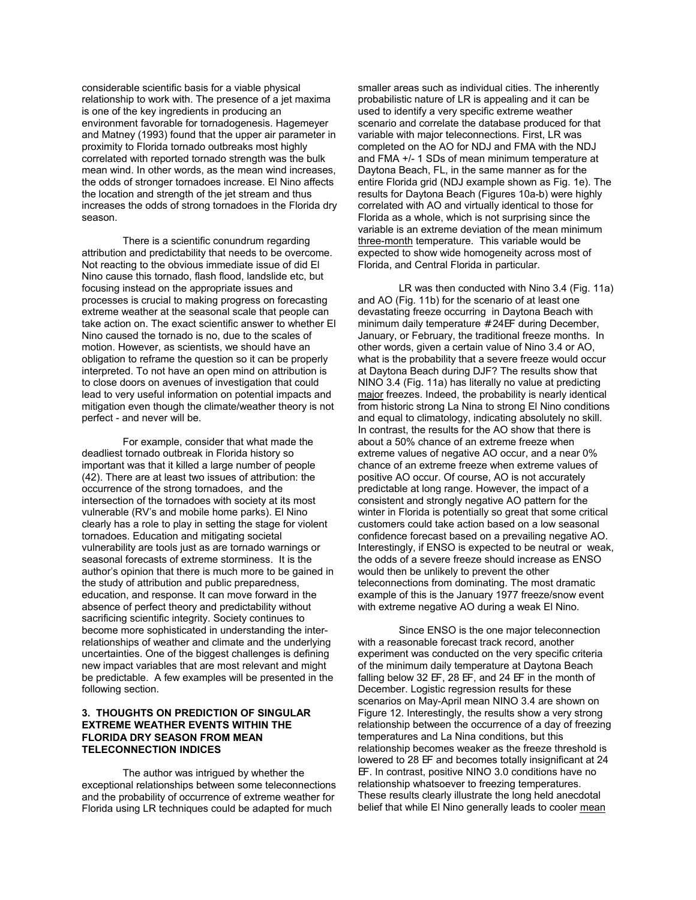considerable scientific basis for a viable physical relationship to work with. The presence of a jet maxima is one of the key ingredients in producing an environment favorable for tornadogenesis. Hagemeyer and Matney (1993) found that the upper air parameter in proximity to Florida tornado outbreaks most highly correlated with reported tornado strength was the bulk mean wind. In other words, as the mean wind increases, the odds of stronger tornadoes increase. El Nino affects the location and strength of the jet stream and thus increases the odds of strong tornadoes in the Florida dry season.

There is a scientific conundrum regarding attribution and predictability that needs to be overcome. Not reacting to the obvious immediate issue of did El Nino cause this tornado, flash flood, landslide etc, but focusing instead on the appropriate issues and processes is crucial to making progress on forecasting extreme weather at the seasonal scale that people can take action on. The exact scientific answer to whether El Nino caused the tornado is no, due to the scales of motion. However, as scientists, we should have an obligation to reframe the question so it can be properly interpreted. To not have an open mind on attribution is to close doors on avenues of investigation that could lead to very useful information on potential impacts and mitigation even though the climate/weather theory is not perfect - and never will be.

For example, consider that what made the deadliest tornado outbreak in Florida history so important was that it killed a large number of people (42). There are at least two issues of attribution: the occurrence of the strong tornadoes, and the intersection of the tornadoes with society at its most vulnerable (RV's and mobile home parks). El Nino clearly has a role to play in setting the stage for violent tornadoes. Education and mitigating societal vulnerability are tools just as are tornado warnings or seasonal forecasts of extreme storminess. It is the author's opinion that there is much more to be gained in the study of attribution and public preparedness, education, and response. It can move forward in the absence of perfect theory and predictability without sacrificing scientific integrity. Society continues to become more sophisticated in understanding the inter-relationships of weather and climate and the underlying uncertainties. One of the biggest challenges is defining new impact variables that are most relevant and might be predictable. A few examples will be presented in the following section.

## 3. THOUGHTS ON PREDICTION OF SINGULAR EXTREME WEATHER EVENTS WITHIN THE FLORIDA DRY SEASON FROM MEAN TELECONNECTION INDICES

The author was intrigued by whether the exceptional relationships between some teleconnections and the probability of occurrence of extreme weather for Florida using LR techniques could be adapted for much smaller areas such as individual cities. The inherently probabilistic nature of LR is appealing and it can be used to identify a very specific extreme weather scenario and correlate the database produced for that variable with major teleconnections. First, LR was completed on the AO for NDJ and FMA with the NDJ and FMA +/- 1 SDs of mean minimum temperature at Daytona Beach, FL, in the same manner as for the entire Florida grid (NDJ example shown as Fig. 1e). The results for Daytona Beach (Figures 10a-b) were highly correlated with AO and virtually identical to those for Florida as a whole, which is not surprising since the variable is an extreme deviation of the mean minimum three-month temperature. This variable would be expected to show wide homogeneity across most of Florida, and Central Florida in particular.

LR was then conducted with Nino 3.4 (Fig. 11a) and AO (Fig. 11b) for the scenario of at least one devastating freeze occurring in Daytona Beach with minimum daily temperature ≤24°F during December, January, or February, the traditional freeze months. In other words, given a certain value of Nino 3.4 or AO, what is the probability that a severe freeze would occur at Daytona Beach during DJF? The results show that NINO 3.4 (Fig. 11a) has literally no value at predicting major freezes. Indeed, the probability is nearly identical from historic strong La Nina to strong El Nino conditions and equal to climatology, indicating absolutely no skill. In contrast, the results for the AO show that there is about a 50% chance of an extreme freeze when extreme values of negative AO occur, and a near 0% chance of an extreme freeze when extreme values of positive AO occur. Of course, AO is not accurately predictable at long range. However, the impact of a consistent and strongly negative AO pattern for the winter in Florida is potentially so great that some critical customers could take action based on a low seasonal confidence forecast based on a prevailing negative AO. Interestingly, if ENSO is expected to be neutral or weak, the odds of a severe freeze should increase as ENSO would then be unlikely to prevent the other teleconnections from dominating. The most dramatic example of this is the January 1977 freeze/snow event with extreme negative AO during a weak El Nino.

Since ENSO is the one major teleconnection with a reasonable forecast track record, another experiment was conducted on the very specific criteria of the minimum daily temperature at Daytona Beach falling below 32 °F, 28 °F, and 24 °F in the month of December. Logistic regression results for these scenarios on May-April mean NINO 3.4 are shown on Figure 12. Interestingly, the results show a very strong relationship between the occurrence of a day of freezing temperatures and La Nina conditions, but this relationship becomes weaker as the freeze threshold is lowered to 28 °F and becomes totally insignificant at 24 °F. In contrast, positive NINO 3.0 conditions have no relationship whatsoever to freezing temperatures. These results clearly illustrate the long held anecdotal belief that while El Nino generally leads to cooler mean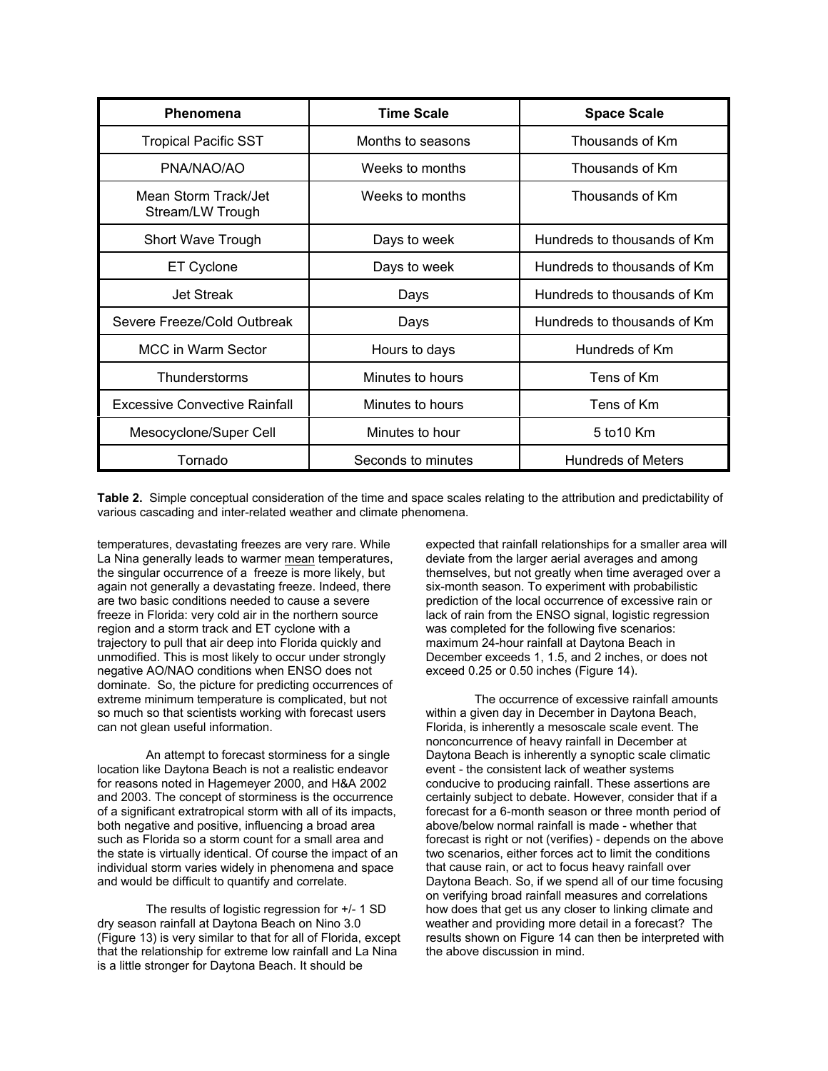| Phenomena | Time Scale | Space Scale |
|---|---|---|
| Tropical Pacific SST | Months to seasons | Thousands of Km |
| PNA/NAO/AO | Weeks to months | Thousands of Km |
| Mean Storm Track/Jet Stream/LW Trough | Weeks to months | Thousands of Km |
| Short Wave Trough | Days to week | Hundreds to thousands of Km |
| ET Cyclone | Days to week | Hundreds to thousands of Km |
| Jet Streak | Days | Hundreds to thousands of Km |
| Severe Freeze/Cold Outbreak | Days | Hundreds to thousands of Km |
| MCC in Warm Sector | Hours to days | Hundreds of Km |
| Thunderstorms | Minutes to hours | Tens of Km |
| Excessive Convective Rainfall | Minutes to hours | Tens of Km |
| Mesocyclone/Super Cell | Minutes to hour | 5 to10 Km |
| Tornado | Seconds to minutes | Hundreds of Meters |

**Table 2.** Simple conceptual consideration of the time and space scales relating to the attribution and predictability of various cascading and inter-related weather and climate phenomena.

temperatures, devastating freezes are very rare. While La Nina generally leads to warmer mean temperatures, the singular occurrence of a freeze is more likely, but again not generally a devastating freeze. Indeed, there are two basic conditions needed to cause a severe freeze in Florida: very cold air in the northern source region and a storm track and ET cyclone with a trajectory to pull that air deep into Florida quickly and unmodified. This is most likely to occur under strongly negative AO/NAO conditions when ENSO does not dominate. So, the picture for predicting occurrences of extreme minimum temperature is complicated, but not so much so that scientists working with forecast users can not glean useful information.

An attempt to forecast storminess for a single location like Daytona Beach is not a realistic endeavor for reasons noted in Hagemeyer 2000, and H&A 2002 and 2003. The concept of storminess is the occurrence of a significant extratropical storm with all of its impacts, both negative and positive, influencing a broad area such as Florida so a storm count for a small area and the state is virtually identical. Of course the impact of an individual storm varies widely in phenomena and space and would be difficult to quantify and correlate.

The results of logistic regression for +/- 1 SD dry season rainfall at Daytona Beach on Nino 3.0 (Figure 13) is very similar to that for all of Florida, except that the relationship for extreme low rainfall and La Nina is a little stronger for Daytona Beach. It should be expected that rainfall relationships for a smaller area will deviate from the larger aerial averages and among themselves, but not greatly when time averaged over a six-month season. To experiment with probabilistic prediction of the local occurrence of excessive rain or lack of rain from the ENSO signal, logistic regression was completed for the following five scenarios: maximum 24-hour rainfall at Daytona Beach in December exceeds 1, 1.5, and 2 inches, or does not exceed 0.25 or 0.50 inches (Figure 14).

The occurrence of excessive rainfall amounts within a given day in December in Daytona Beach, Florida, is inherently a mesoscale scale event. The nonconcurrence of heavy rainfall in December at Daytona Beach is inherently a synoptic scale climatic event - the consistent lack of weather systems conducive to producing rainfall. These assertions are certainly subject to debate. However, consider that if a forecast for a 6-month season or three month period of above/below normal rainfall is made - whether that forecast is right or not (verifies) - depends on the above two scenarios, either forces act to limit the conditions that cause rain, or act to focus heavy rainfall over Daytona Beach. So, if we spend all of our time focusing on verifying broad rainfall measures and correlations how does that get us any closer to linking climate and weather and providing more detail in a forecast? The results shown on Figure 14 can then be interpreted with the above discussion in mind.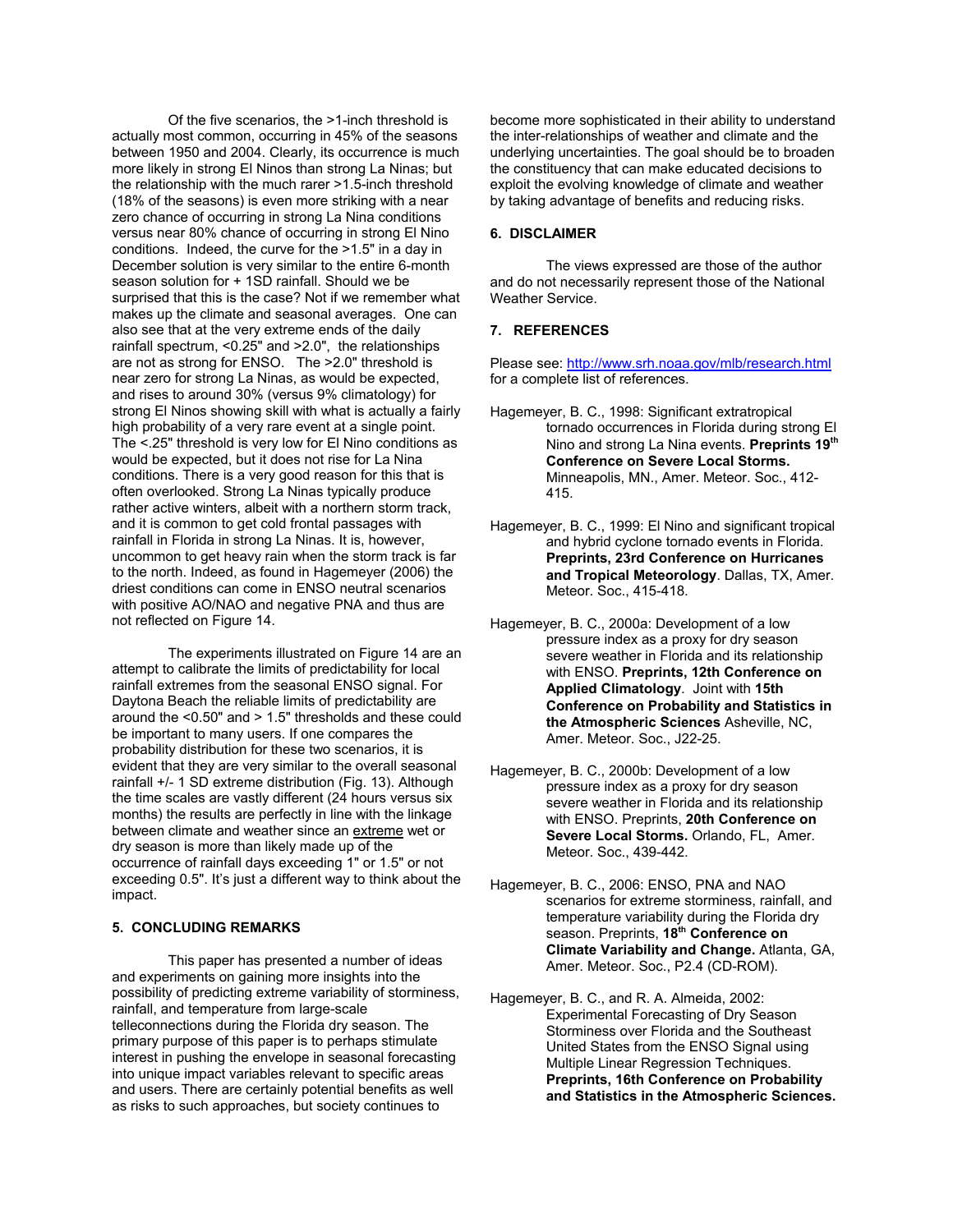Of the five scenarios, the >1-inch threshold is actually most common, occurring in 45% of the seasons between 1950 and 2004. Clearly, its occurrence is much more likely in strong El Ninos than strong La Ninas; but the relationship with the much rarer >1.5-inch threshold (18% of the seasons) is even more striking with a near zero chance of occurring in strong La Nina conditions versus near 80% chance of occurring in strong El Nino conditions. Indeed, the curve for the >1.5" in a day in December solution is very similar to the entire 6-month season solution for + 1SD rainfall. Should we be surprised that this is the case? Not if we remember what makes up the climate and seasonal averages. One can also see that at the very extreme ends of the daily rainfall spectrum, <0.25" and >2.0", the relationships are not as strong for ENSO. The >2.0" threshold is near zero for strong La Ninas, as would be expected, and rises to around 30% (versus 9% climatology) for strong El Ninos showing skill with what is actually a fairly high probability of a very rare event at a single point. The <.25" threshold is very low for El Nino conditions as would be expected, but it does not rise for La Nina conditions. There is a very good reason for this that is often overlooked. Strong La Ninas typically produce rather active winters, albeit with a northern storm track, and it is common to get cold frontal passages with rainfall in Florida in strong La Ninas. It is, however, uncommon to get heavy rain when the storm track is far to the north. Indeed, as found in Hagemeyer (2006) the driest conditions can come in ENSO neutral scenarios with positive AO/NAO and negative PNA and thus are not reflected on Figure 14.

The experiments illustrated on Figure 14 are an attempt to calibrate the limits of predictability for local rainfall extremes from the seasonal ENSO signal. For Daytona Beach the reliable limits of predictability are around the <0.50" and > 1.5" thresholds and these could be important to many users. If one compares the probability distribution for these two scenarios, it is evident that they are very similar to the overall seasonal rainfall +/- 1 SD extreme distribution (Fig. 13). Although the time scales are vastly different (24 hours versus six months) the results are perfectly in line with the linkage between climate and weather since an extreme wet or dry season is more than likely made up of the occurrence of rainfall days exceeding 1" or 1.5" or not exceeding 0.5". It's just a different way to think about the impact.

## 5. CONCLUDING REMARKS

This paper has presented a number of ideas and experiments on gaining more insights into the possibility of predicting extreme variability of storminess, rainfall, and temperature from large-scale telleconnections during the Florida dry season. The primary purpose of this paper is to perhaps stimulate interest in pushing the envelope in seasonal forecasting into unique impact variables relevant to specific areas and users. There are certainly potential benefits as well as risks to such approaches, but society continues to become more sophisticated in their ability to understand the inter-relationships of weather and climate and the underlying uncertainties. The goal should be to broaden the constituency that can make educated decisions to exploit the evolving knowledge of climate and weather by taking advantage of benefits and reducing risks.

## 6. DISCLAIMER

The views expressed are those of the author and do not necessarily represent those of the National Weather Service.

## 7. REFERENCES

Please see: http://www.srh.noaa.gov/mlb/research.html for a complete list of references.

Hagemeyer, B. C., 1998: Significant extratropical tornado occurrences in Florida during strong El Nino and strong La Nina events. **Preprints 19th Conference on Severe Local Storms.** Minneapolis, MN., Amer. Meteor. Soc., 412-415.

Hagemeyer, B. C., 1999: El Nino and significant tropical and hybrid cyclone tornado events in Florida. **Preprints, 23rd Conference on Hurricanes and Tropical Meteorology**. Dallas, TX, Amer. Meteor. Soc., 415-418.

Hagemeyer, B. C., 2000a: Development of a low pressure index as a proxy for dry season severe weather in Florida and its relationship with ENSO. **Preprints, 12th Conference on Applied Climatology**. Joint with **15th Conference on Probability and Statistics in the Atmospheric Sciences** Asheville, NC, Amer. Meteor. Soc., J22-25.

Hagemeyer, B. C., 2000b: Development of a low pressure index as a proxy for dry season severe weather in Florida and its relationship with ENSO. Preprints, **20th Conference on Severe Local Storms.** Orlando, FL, Amer. Meteor. Soc., 439-442.

Hagemeyer, B. C., 2006: ENSO, PNA and NAO scenarios for extreme storminess, rainfall, and temperature variability during the Florida dry season. Preprints, **18th Conference on Climate Variability and Change.** Atlanta, GA, Amer. Meteor. Soc., P2.4 (CD-ROM).

Hagemeyer, B. C., and R. A. Almeida, 2002: Experimental Forecasting of Dry Season Storminess over Florida and the Southeast United States from the ENSO Signal using Multiple Linear Regression Techniques. **Preprints, 16th Conference on Probability and Statistics in the Atmospheric Sciences.**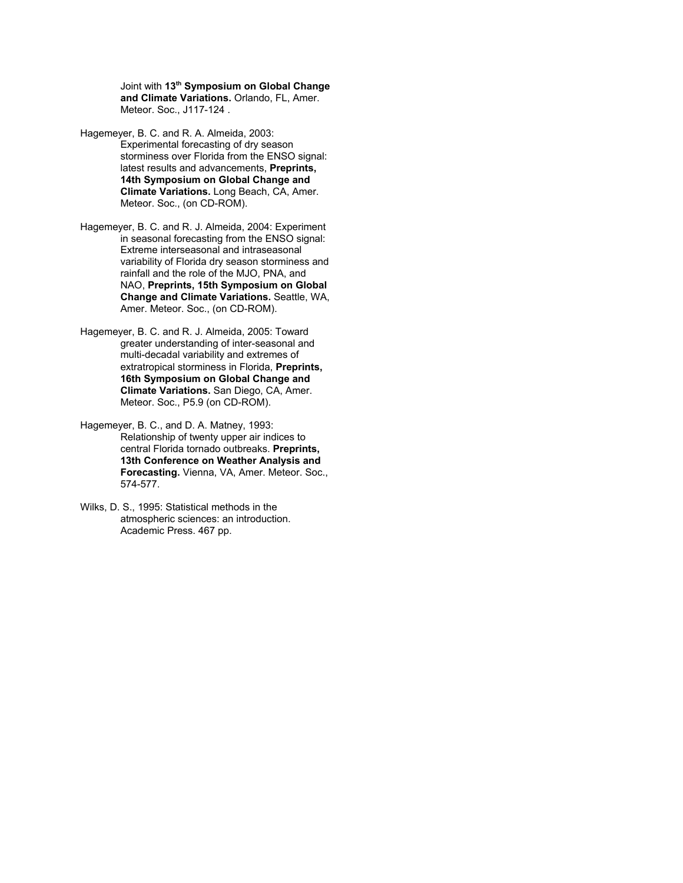Joint with **13th Symposium on Global Change and Climate Variations.** Orlando, FL, Amer. Meteor. Soc., J117-124 .

Hagemeyer, B. C. and R. A. Almeida, 2003: Experimental forecasting of dry season storminess over Florida from the ENSO signal: latest results and advancements, **Preprints, 14th Symposium on Global Change and Climate Variations.** Long Beach, CA, Amer. Meteor. Soc., (on CD-ROM).

Hagemeyer, B. C. and R. J. Almeida, 2004: Experiment in seasonal forecasting from the ENSO signal: Extreme interseasonal and intraseasonal variability of Florida dry season storminess and rainfall and the role of the MJO, PNA, and NAO, **Preprints, 15th Symposium on Global Change and Climate Variations.** Seattle, WA, Amer. Meteor. Soc., (on CD-ROM).

Hagemeyer, B. C. and R. J. Almeida, 2005: Toward greater understanding of inter-seasonal and multi-decadal variability and extremes of extratropical storminess in Florida, **Preprints, 16th Symposium on Global Change and Climate Variations.** San Diego, CA, Amer. Meteor. Soc., P5.9 (on CD-ROM).

Hagemeyer, B. C., and D. A. Matney, 1993: Relationship of twenty upper air indices to central Florida tornado outbreaks. **Preprints, 13th Conference on Weather Analysis and Forecasting.** Vienna, VA, Amer. Meteor. Soc., 574-577.

Wilks, D. S., 1995: Statistical methods in the atmospheric sciences: an introduction. Academic Press. 467 pp.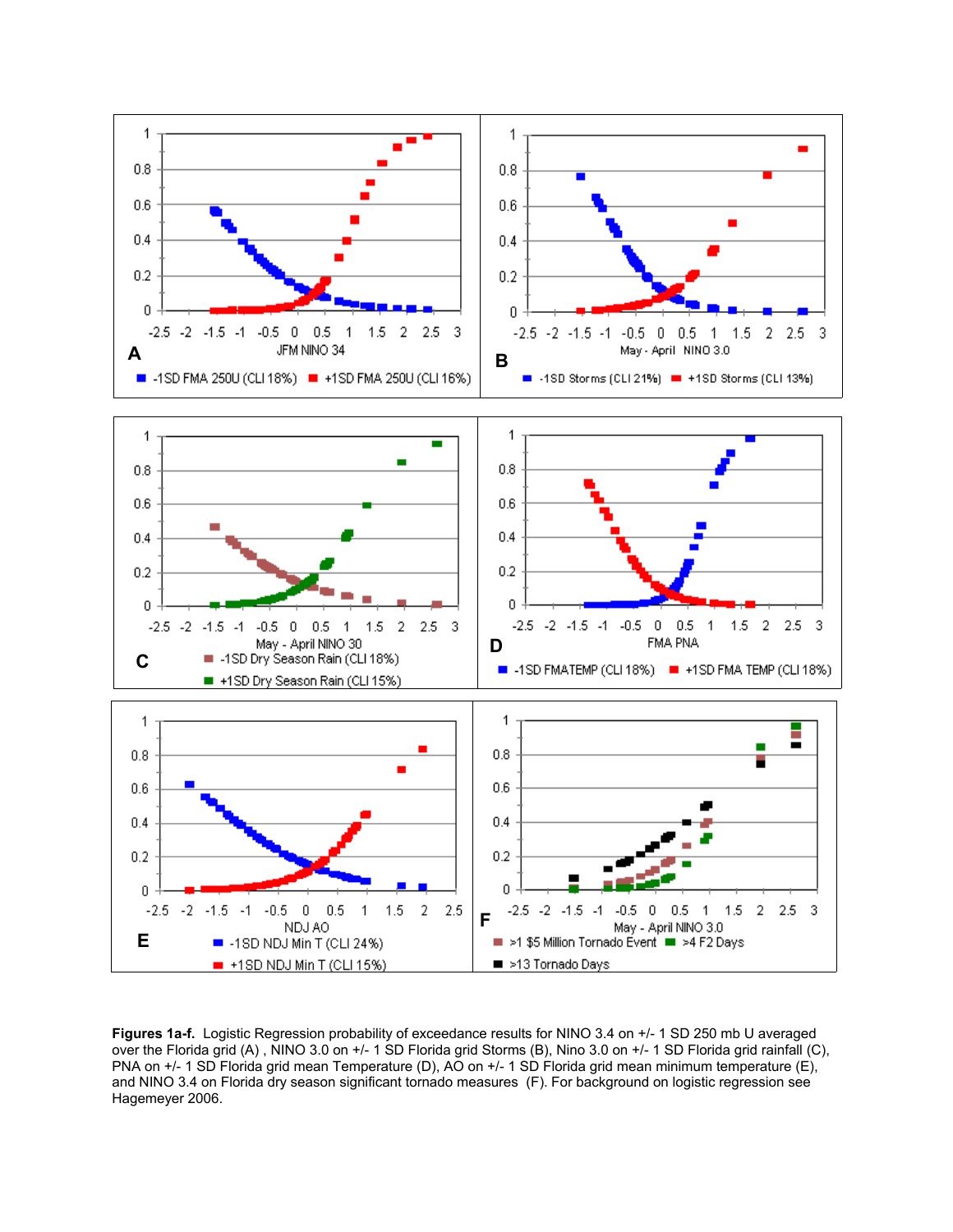**Figures 1a-f.** Logistic Regression probability of exceedance results for NINO 3.4 on +/- 1 SD 250 mb U averaged over the Florida grid (A) , NINO 3.0 on +/- 1 SD Florida grid Storms (B), Nino 3.0 on +/- 1 SD Florida grid rainfall (C), PNA on +/- 1 SD Florida grid mean Temperature (D), AO on +/- 1 SD Florida grid mean minimum temperature (E), and NINO 3.4 on Florida dry season significant tornado measures (F). For background on logistic regression see Hagemeyer 2006.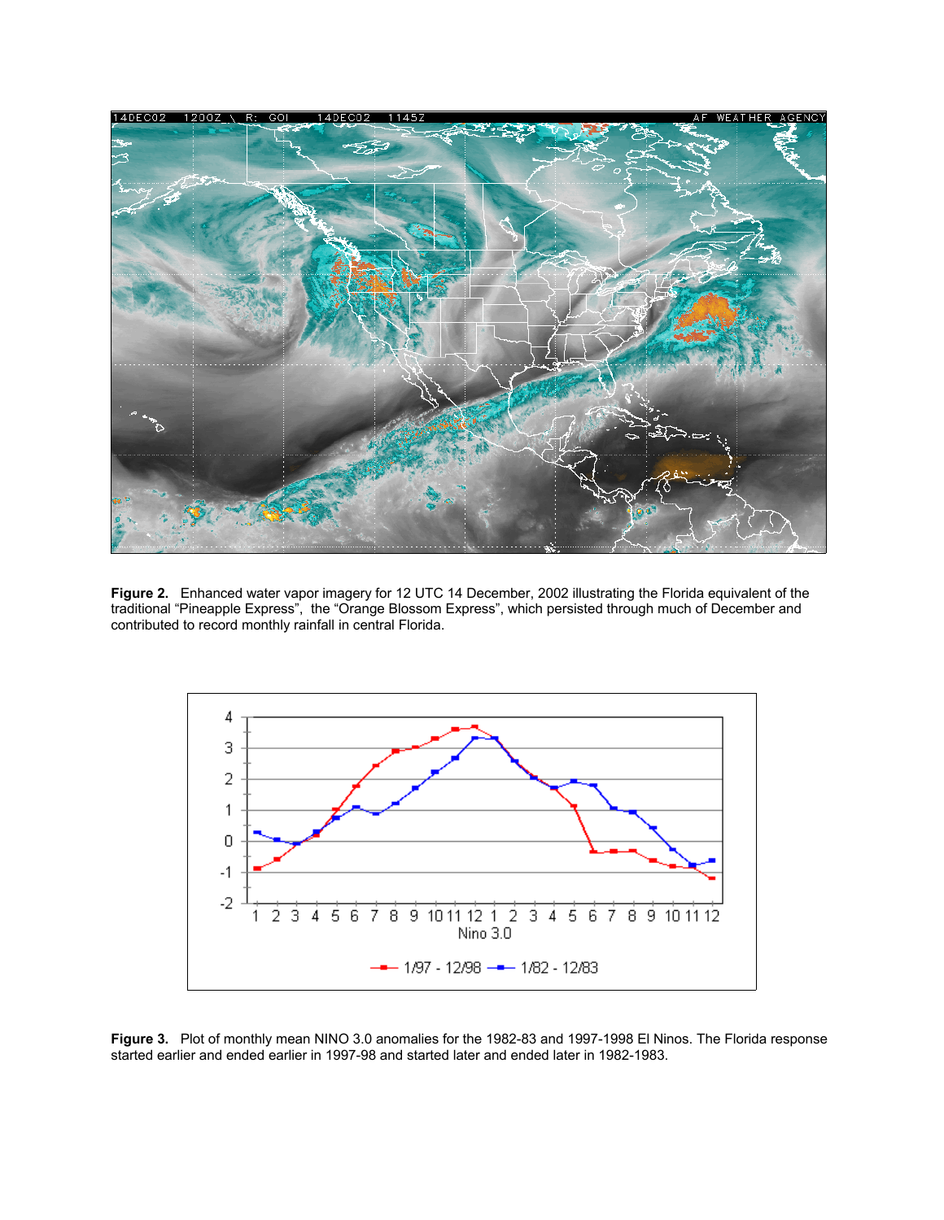**Figure 2.** Enhanced water vapor imagery for 12 UTC 14 December, 2002 illustrating the Florida equivalent of the traditional "Pineapple Express", the "Orange Blossom Express", which persisted through much of December and contributed to record monthly rainfall in central Florida.

**Figure 3.** Plot of monthly mean NINO 3.0 anomalies for the 1982-83 and 1997-1998 El Ninos. The Florida response started earlier and ended earlier in 1997-98 and started later and ended later in 1982-1983.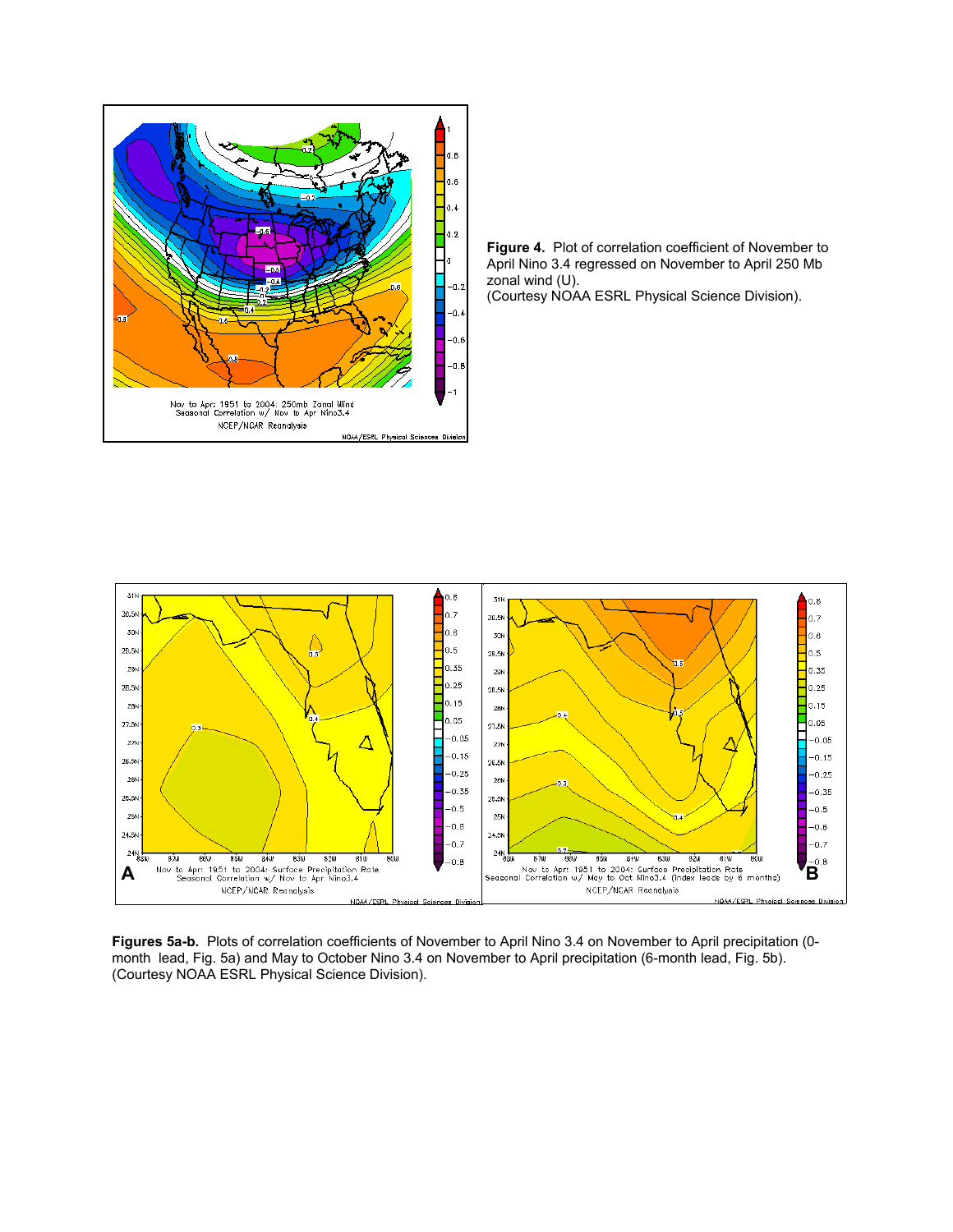**Figure 4.** Plot of correlation coefficient of November to April Nino 3.4 regressed on November to April 250 Mb zonal wind (U).
(Courtesy NOAA ESRL Physical Science Division).

**Figures 5a-b.** Plots of correlation coefficients of November to April Nino 3.4 on November to April precipitation (0-month lead, Fig. 5a) and May to October Nino 3.4 on November to April precipitation (6-month lead, Fig. 5b).
(Courtesy NOAA ESRL Physical Science Division).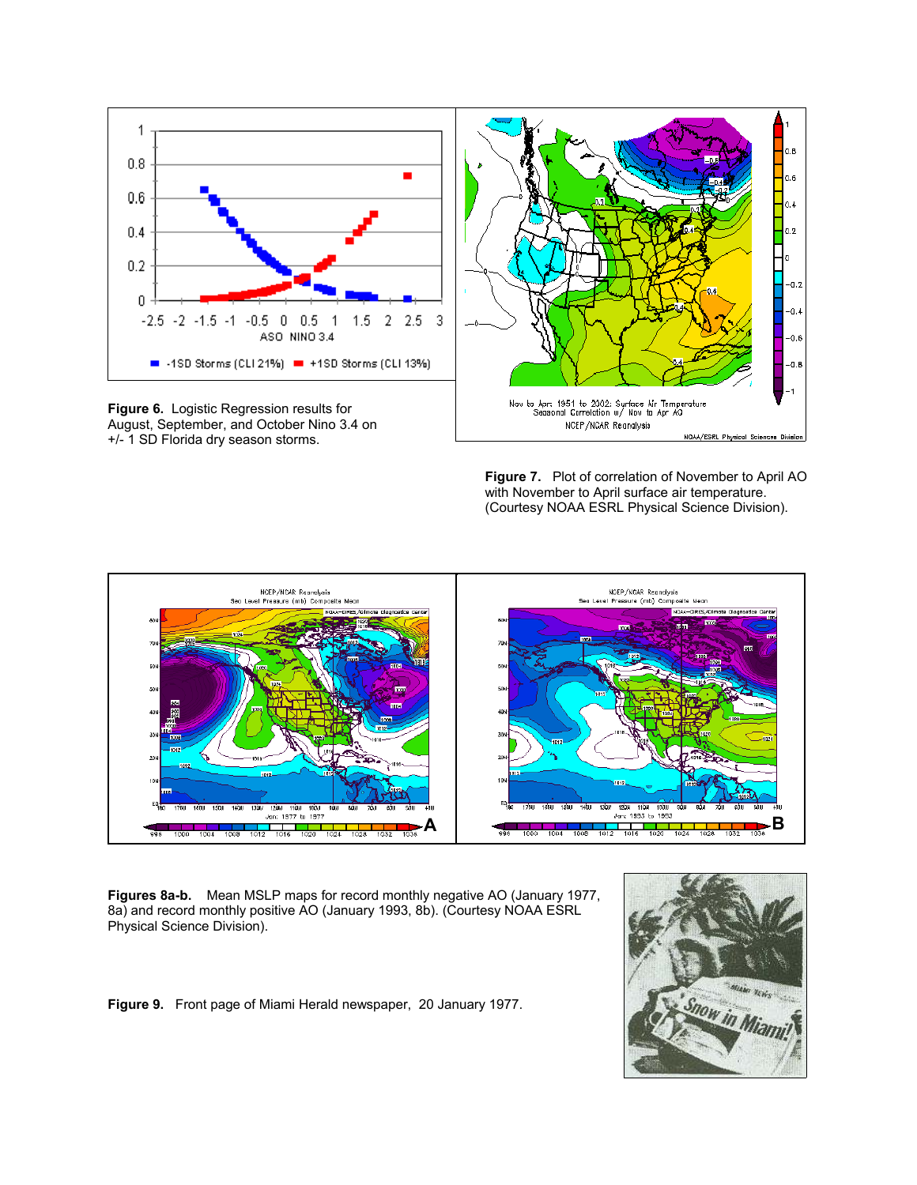**Figure 6.** Logistic Regression results for August, September, and October Nino 3.4 on +/- 1 SD Florida dry season storms.

**Figure 7.** Plot of correlation of November to April AO with November to April surface air temperature. (Courtesy NOAA ESRL Physical Science Division).

**Figures 8a-b.** Mean MSLP maps for record monthly negative AO (January 1977, 8a) and record monthly positive AO (January 1993, 8b). (Courtesy NOAA ESRL Physical Science Division).

**Figure 9.** Front page of Miami Herald newspaper, 20 January 1977.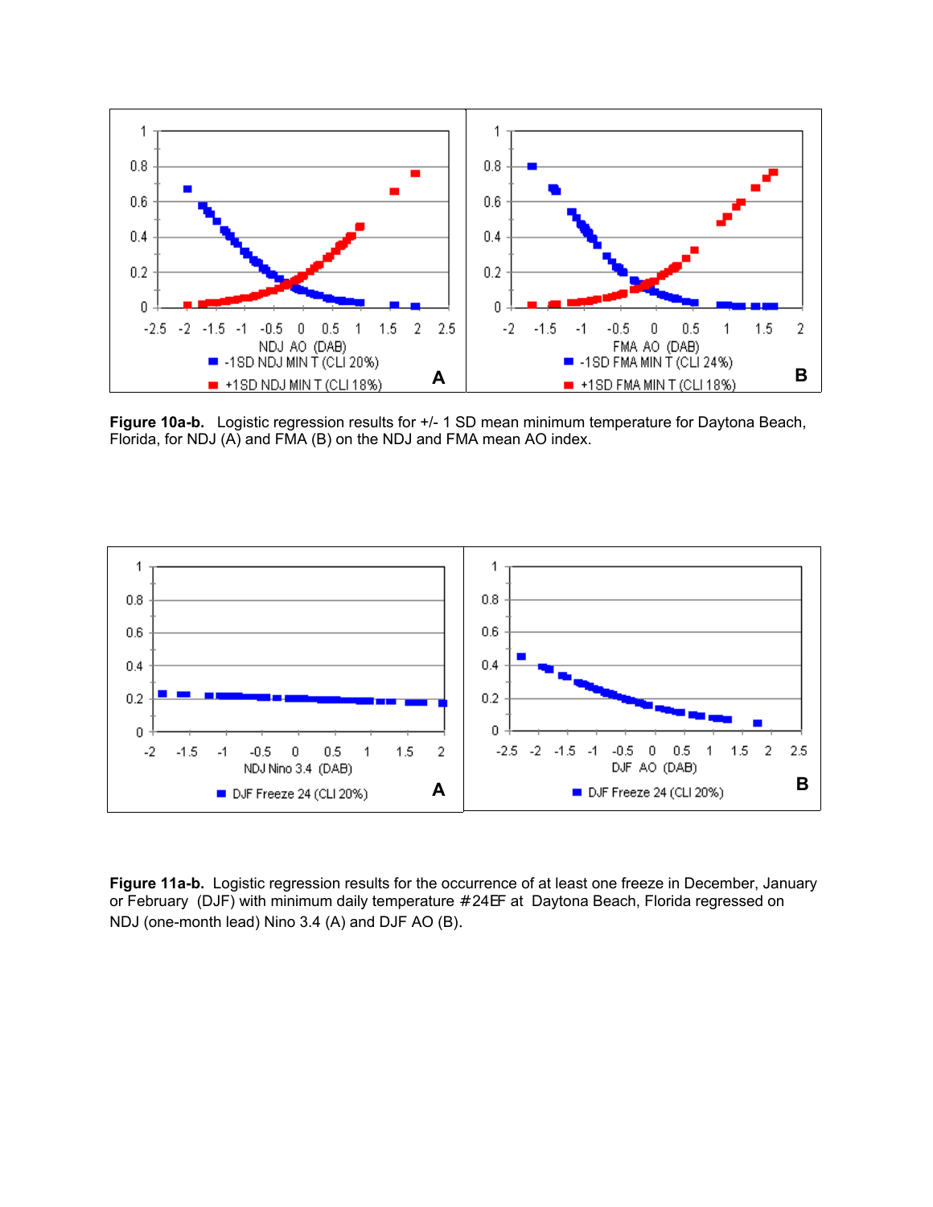**Figure 10a-b.** Logistic regression results for +/- 1 SD mean minimum temperature for Daytona Beach, Florida, for NDJ (A) and FMA (B) on the NDJ and FMA mean AO index.

**Figure 11a-b.** Logistic regression results for the occurrence of at least one freeze in December, January or February (DJF) with minimum daily temperature #24EF at Daytona Beach, Florida regressed on NDJ (one-month lead) Nino 3.4 (A) and DJF AO (B).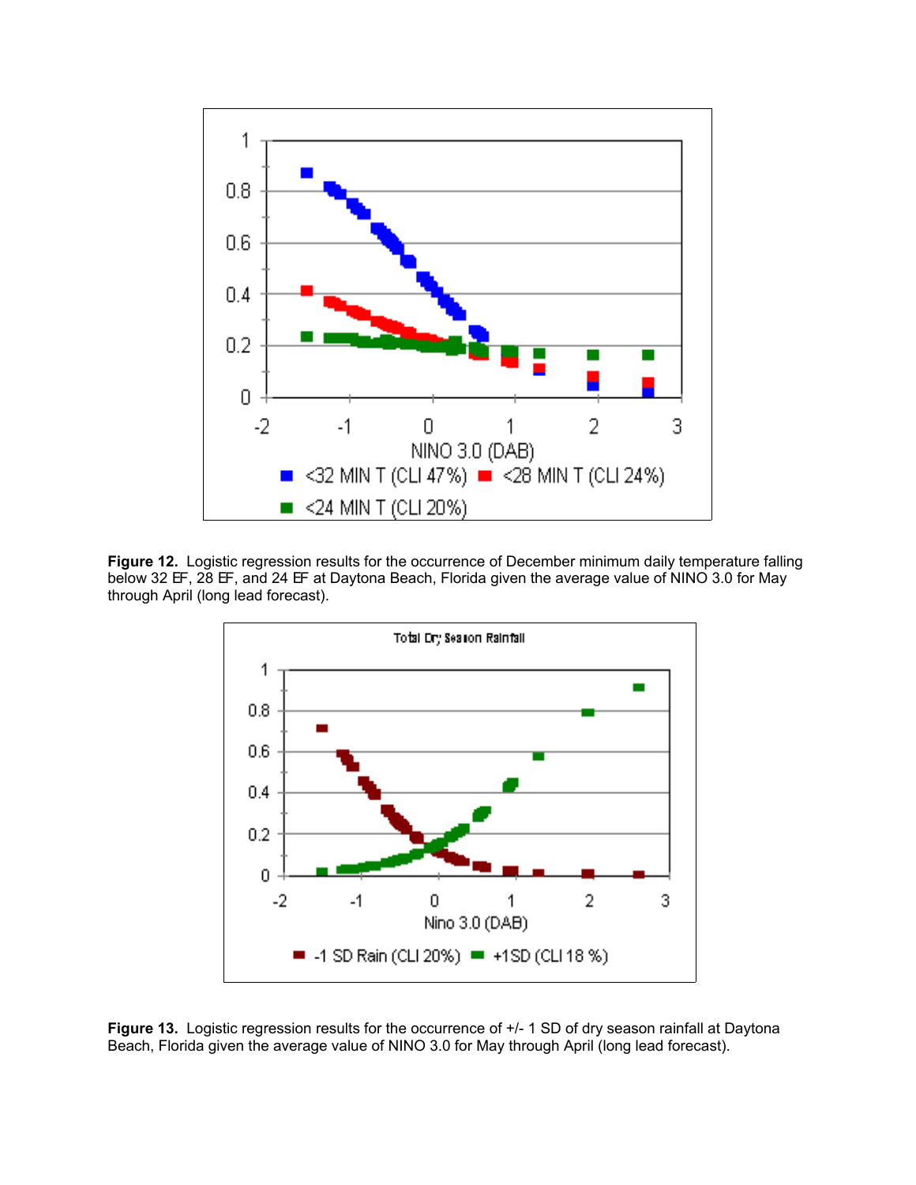**Figure 12.** Logistic regression results for the occurrence of December minimum daily temperature falling below 32 EF, 28 EF, and 24 EF at Daytona Beach, Florida given the average value of NINO 3.0 for May through April (long lead forecast).

**Figure 13.** Logistic regression results for the occurrence of +/- 1 SD of dry season rainfall at Daytona Beach, Florida given the average value of NINO 3.0 for May through April (long lead forecast).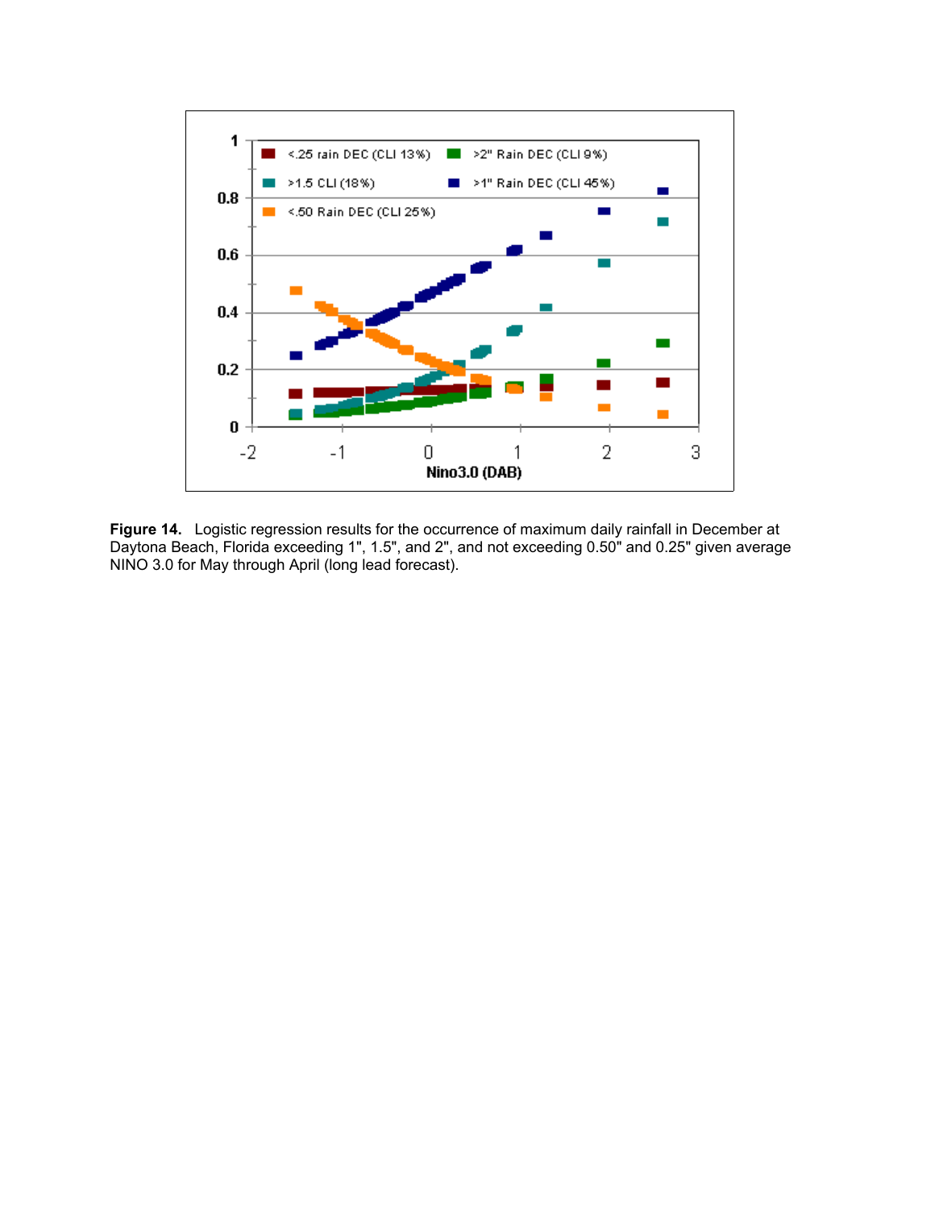1

0.8

0.6

0.4

0.2

0

-2 -1 0 1 2 3

Nino3.0 (DAB)

<.25 rain DEC (CLI 13%)

>2" Rain DEC (CLI 9%)

>1.5 CLI (18%)

>1" Rain DEC (CLI 45%)

<.50 Rain DEC (CLI 25%)

**Figure 14.** Logistic regression results for the occurrence of maximum daily rainfall in December at Daytona Beach, Florida exceeding 1", 1.5", and 2", and not exceeding 0.50" and 0.25" given average NINO 3.0 for May through April (long lead forecast).